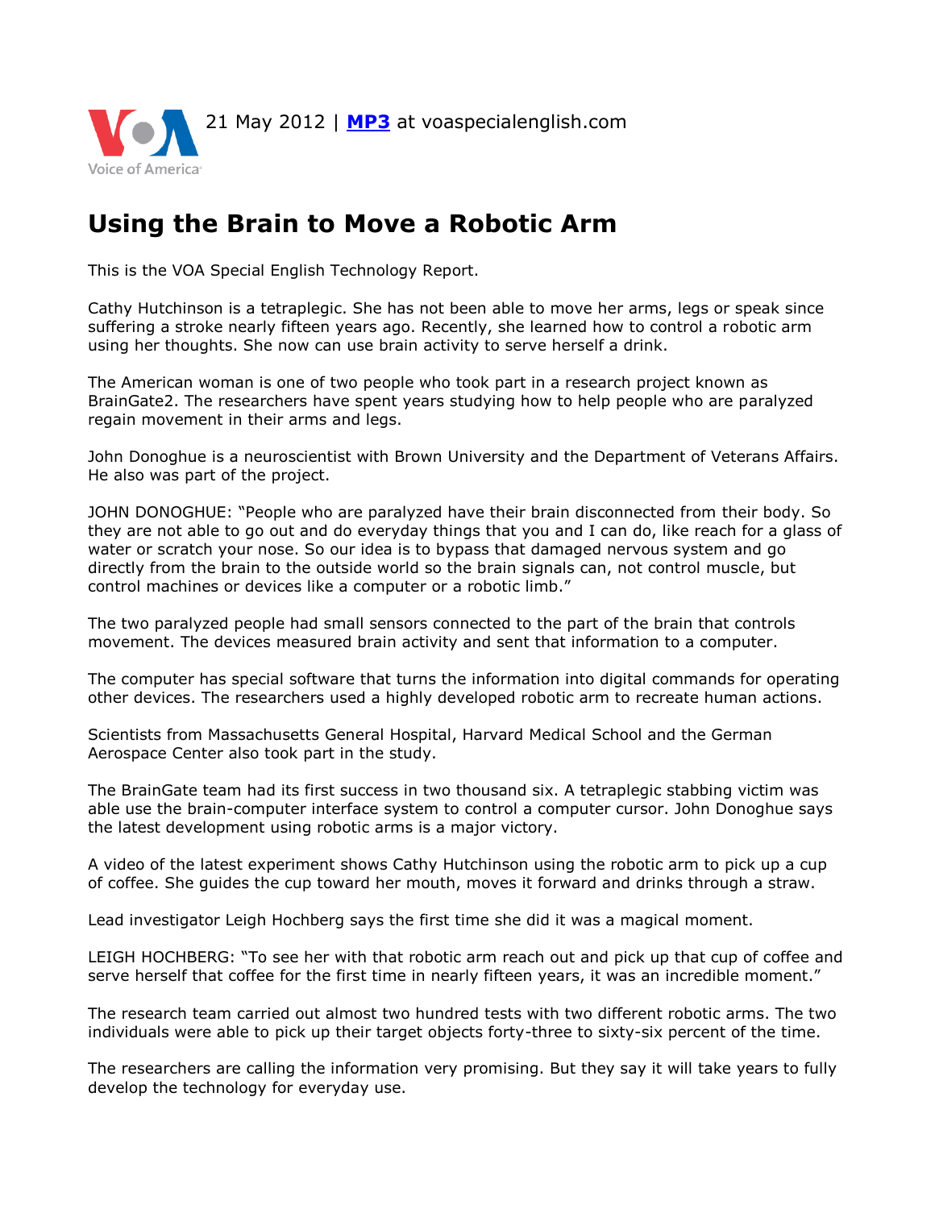21 May 2012 | **MP3** at voaspecialenglish.com

# Using the Brain to Move a Robotic Arm

This is the VOA Special English Technology Report.

Cathy Hutchinson is a tetraplegic. She has not been able to move her arms, legs or speak since suffering a stroke nearly fifteen years ago. Recently, she learned how to control a robotic arm using her thoughts. She now can use brain activity to serve herself a drink.

The American woman is one of two people who took part in a research project known as BrainGate2. The researchers have spent years studying how to help people who are paralyzed regain movement in their arms and legs.

John Donoghue is a neuroscientist with Brown University and the Department of Veterans Affairs. He also was part of the project.

JOHN DONOGHUE: "People who are paralyzed have their brain disconnected from their body. So they are not able to go out and do everyday things that you and I can do, like reach for a glass of water or scratch your nose. So our idea is to bypass that damaged nervous system and go directly from the brain to the outside world so the brain signals can, not control muscle, but control machines or devices like a computer or a robotic limb."

The two paralyzed people had small sensors connected to the part of the brain that controls movement. The devices measured brain activity and sent that information to a computer.

The computer has special software that turns the information into digital commands for operating other devices. The researchers used a highly developed robotic arm to recreate human actions.

Scientists from Massachusetts General Hospital, Harvard Medical School and the German Aerospace Center also took part in the study.

The BrainGate team had its first success in two thousand six. A tetraplegic stabbing victim was able use the brain-computer interface system to control a computer cursor. John Donoghue says the latest development using robotic arms is a major victory.

A video of the latest experiment shows Cathy Hutchinson using the robotic arm to pick up a cup of coffee. She guides the cup toward her mouth, moves it forward and drinks through a straw.

Lead investigator Leigh Hochberg says the first time she did it was a magical moment.

LEIGH HOCHBERG: "To see her with that robotic arm reach out and pick up that cup of coffee and serve herself that coffee for the first time in nearly fifteen years, it was an incredible moment."

The research team carried out almost two hundred tests with two different robotic arms. The two individuals were able to pick up their target objects forty-three to sixty-six percent of the time.

The researchers are calling the information very promising. But they say it will take years to fully develop the technology for everyday use.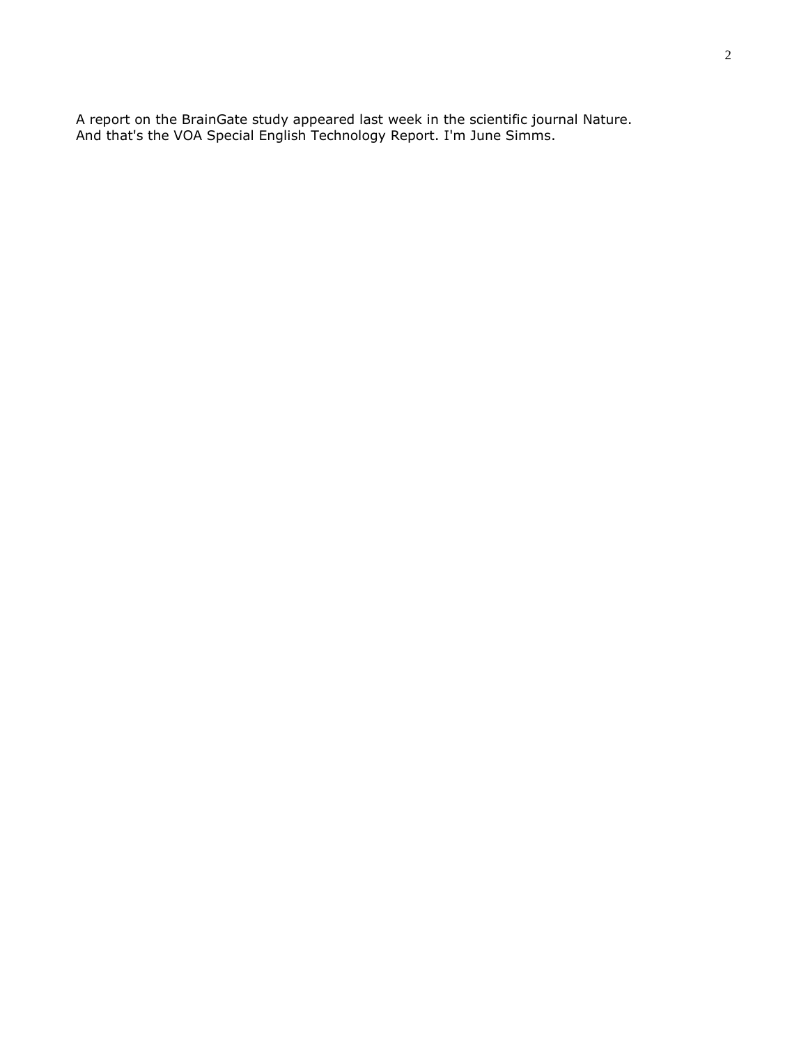A report on the BrainGate study appeared last week in the scientific journal Nature.
And that's the VOA Special English Technology Report. I'm June Simms.